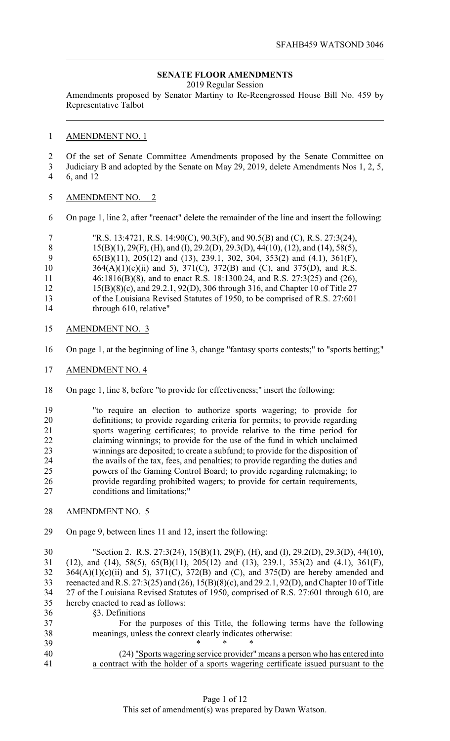## SENATE FLOOR AMENDMENTS

2019 Regular Session

Amendments proposed by Senator Martiny to Re-Reengrossed House Bill No. 459 by Representative Talbot

---

AMENDMENT NO. 1

Of the set of Senate Committee Amendments proposed by the Senate Committee on Judiciary B and adopted by the Senate on May 29, 2019, delete Amendments Nos 1, 2, 5, 6, and 12

AMENDMENT NO. 2

On page 1, line 2, after "reenact" delete the remainder of the line and insert the following:

> "R.S. 13:4721, R.S. 14:90(C), 90.3(F), and 90.5(B) and (C), R.S. 27:3(24), 15(B)(1), 29(F), (H), and (I), 29.2(D), 29.3(D), 44(10), (12), and (14), 58(5), 65(B)(11), 205(12) and (13), 239.1, 302, 304, 353(2) and (4.1), 361(F), 364(A)(1)(c)(ii) and 5), 371(C), 372(B) and (C), and 375(D), and R.S. 46:1816(B)(8), and to enact R.S. 18:1300.24, and R.S. 27:3(25) and (26), 15(B)(8)(c), and 29.2.1, 92(D), 306 through 316, and Chapter 10 of Title 27 of the Louisiana Revised Statutes of 1950, to be comprised of R.S. 27:601 through 610, relative"

AMENDMENT NO. 3

On page 1, at the beginning of line 3, change "fantasy sports contests;" to "sports betting;"

AMENDMENT NO. 4

On page 1, line 8, before "to provide for effectiveness;" insert the following:

> "to require an election to authorize sports wagering; to provide for definitions; to provide regarding criteria for permits; to provide regarding sports wagering certificates; to provide relative to the time period for claiming winnings; to provide for the use of the fund in which unclaimed winnings are deposited; to create a subfund; to provide for the disposition of the avails of the tax, fees, and penalties; to provide regarding the duties and powers of the Gaming Control Board; to provide regarding rulemaking; to provide regarding prohibited wagers; to provide for certain requirements, conditions and limitations;"

AMENDMENT NO. 5

On page 9, between lines 11 and 12, insert the following:

"Section 2. R.S. 27:3(24), 15(B)(1), 29(F), (H), and (I), 29.2(D), 29.3(D), 44(10), (12), and (14), 58(5), 65(B)(11), 205(12) and (13), 239.1, 353(2) and (4.1), 361(F), 364(A)(1)(c)(ii) and 5), 371(C), 372(B) and (C), and 375(D) are hereby amended and reenacted and R.S. 27:3(25) and (26), 15(B)(8)(c), and 29.2.1, 92(D), and Chapter 10 of Title 27 of the Louisiana Revised Statutes of 1950, comprised of R.S. 27:601 through 610, are hereby enacted to read as follows:

§3. Definitions

For the purposes of this Title, the following terms have the following meanings, unless the context clearly indicates otherwise:

\* \* \*

(24) <u>"Sports wagering service provider" means a person who has entered into a contract with the holder of a sports wagering certificate issued pursuant to the</u>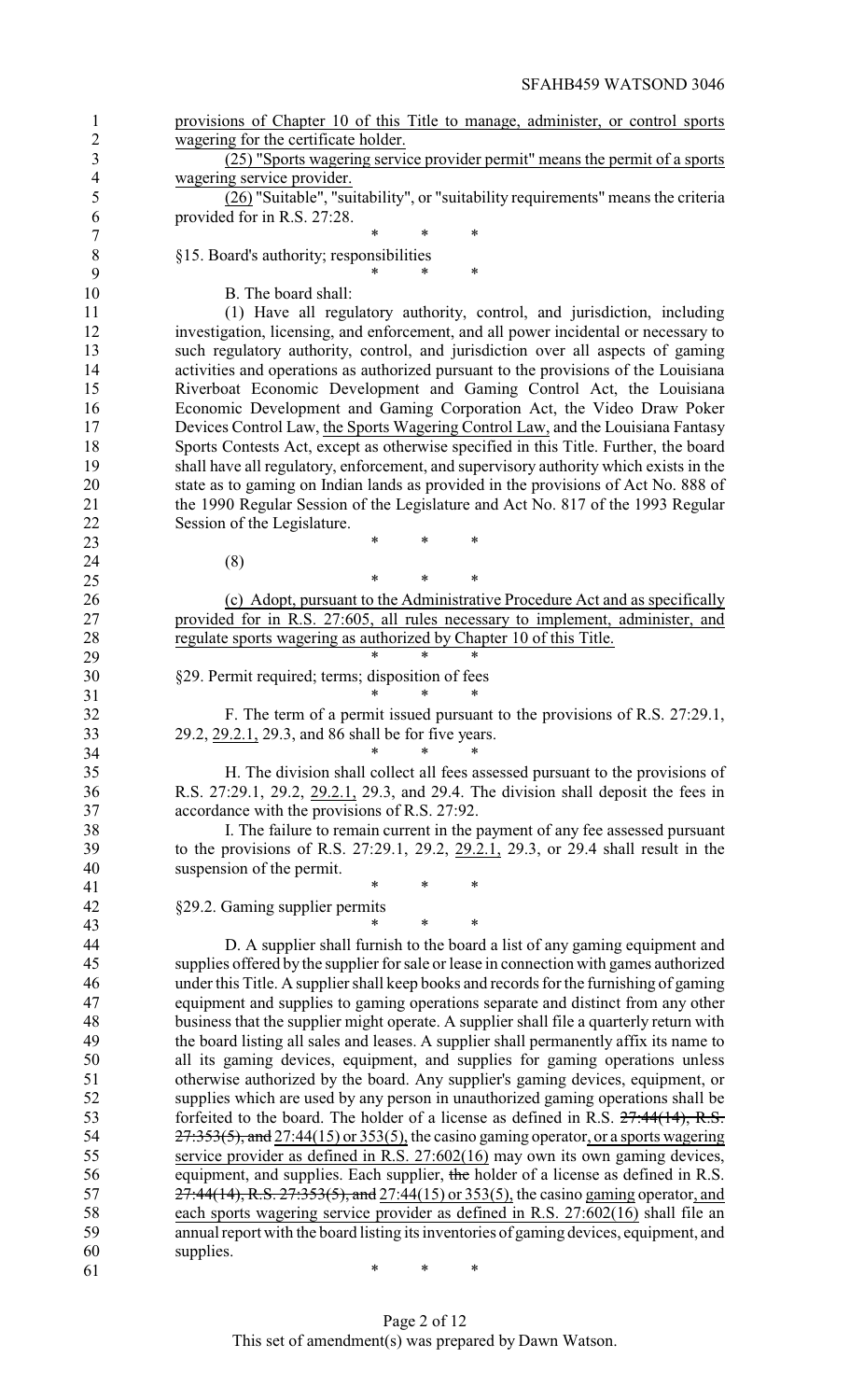provisions of Chapter 10 of this Title to manage, administer, or control sports wagering for the certificate holder.

(25) "Sports wagering service provider permit" means the permit of a sports wagering service provider.

(26) "Suitable", "suitability", or "suitability requirements" means the criteria provided for in R.S. 27:28.

\* \* \*

§15. Board's authority; responsibilities

\* \* \*

B. The board shall:

(1) Have all regulatory authority, control, and jurisdiction, including investigation, licensing, and enforcement, and all power incidental or necessary to such regulatory authority, control, and jurisdiction over all aspects of gaming activities and operations as authorized pursuant to the provisions of the Louisiana Riverboat Economic Development and Gaming Control Act, the Louisiana Economic Development and Gaming Corporation Act, the Video Draw Poker Devices Control Law, the Sports Wagering Control Law, and the Louisiana Fantasy Sports Contests Act, except as otherwise specified in this Title. Further, the board shall have all regulatory, enforcement, and supervisory authority which exists in the state as to gaming on Indian lands as provided in the provisions of Act No. 888 of the 1990 Regular Session of the Legislature and Act No. 817 of the 1993 Regular Session of the Legislature.

\* \* \*

(8)

\* \* \*

(c) Adopt, pursuant to the Administrative Procedure Act and as specifically provided for in R.S. 27:605, all rules necessary to implement, administer, and regulate sports wagering as authorized by Chapter 10 of this Title.

\* \* \*

§29. Permit required; terms; disposition of fees

\* \* \*

F. The term of a permit issued pursuant to the provisions of R.S. 27:29.1, 29.2, 29.2.1, 29.3, and 86 shall be for five years.

\* \* \*

H. The division shall collect all fees assessed pursuant to the provisions of R.S. 27:29.1, 29.2, 29.2.1, 29.3, and 29.4. The division shall deposit the fees in accordance with the provisions of R.S. 27:92.

I. The failure to remain current in the payment of any fee assessed pursuant to the provisions of R.S. 27:29.1, 29.2, 29.2.1, 29.3, or 29.4 shall result in the suspension of the permit.

\* \* \*

§29.2. Gaming supplier permits

\* \* \*

D. A supplier shall furnish to the board a list of any gaming equipment and supplies offered by the supplier for sale or lease in connection with games authorized under this Title. A supplier shall keep books and records for the furnishing of gaming equipment and supplies to gaming operations separate and distinct from any other business that the supplier might operate. A supplier shall file a quarterly return with the board listing all sales and leases. A supplier shall permanently affix its name to all its gaming devices, equipment, and supplies for gaming operations unless otherwise authorized by the board. Any supplier's gaming devices, equipment, or supplies which are used by any person in unauthorized gaming operations shall be forfeited to the board. The holder of a license as defined in R.S. ~~27:44(14), R.S. 27:353(5), and~~ 27:44(15) or 353(5), the casino gaming operator, or a sports wagering service provider as defined in R.S. 27:602(16) may own its own gaming devices, equipment, and supplies. Each supplier, ~~the~~ holder of a license as defined in R.S. ~~27:44(14), R.S. 27:353(5), and~~ 27:44(15) or 353(5), the casino gaming operator, and each sports wagering service provider as defined in R.S. 27:602(16) shall file an annual report with the board listing its inventories of gaming devices, equipment, and supplies.

\* \* \*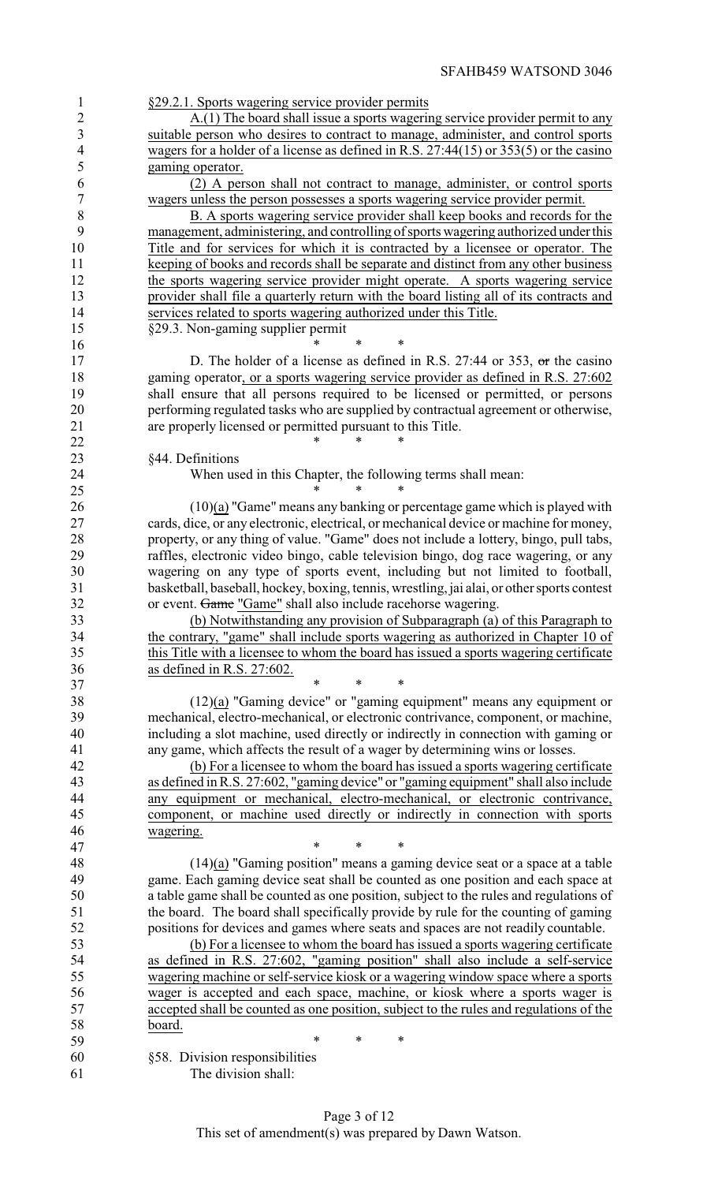§29.2.1. Sports wagering service provider permits

A.(1) The board shall issue a sports wagering service provider permit to any suitable person who desires to contract to manage, administer, and control sports wagers for a holder of a license as defined in R.S. 27:44(15) or 353(5) or the casino gaming operator.

(2) A person shall not contract to manage, administer, or control sports wagers unless the person possesses a sports wagering service provider permit.

B. A sports wagering service provider shall keep books and records for the management, administering, and controlling of sports wagering authorized under this Title and for services for which it is contracted by a licensee or operator. The keeping of books and records shall be separate and distinct from any other business the sports wagering service provider might operate. A sports wagering service provider shall file a quarterly return with the board listing all of its contracts and services related to sports wagering authorized under this Title.

§29.3. Non-gaming supplier permit

\* \* \*

D. The holder of a license as defined in R.S. 27:44 or 353, ~~or~~ the casino gaming operator, or a sports wagering service provider as defined in R.S. 27:602 shall ensure that all persons required to be licensed or permitted, or persons performing regulated tasks who are supplied by contractual agreement or otherwise, are properly licensed or permitted pursuant to this Title.

\* \* \*

§44. Definitions

When used in this Chapter, the following terms shall mean:

\* \* \*

(10)(a) "Game" means any banking or percentage game which is played with cards, dice, or any electronic, electrical, or mechanical device or machine for money, property, or any thing of value. "Game" does not include a lottery, bingo, pull tabs, raffles, electronic video bingo, cable television bingo, dog race wagering, or any wagering on any type of sports event, including but not limited to football, basketball, baseball, hockey, boxing, tennis, wrestling, jai alai, or other sports contest or event. ~~Game~~ "Game" shall also include racehorse wagering.

(b) Notwithstanding any provision of Subparagraph (a) of this Paragraph to the contrary, "game" shall include sports wagering as authorized in Chapter 10 of this Title with a licensee to whom the board has issued a sports wagering certificate as defined in R.S. 27:602.

\* \* \*

(12)(a) "Gaming device" or "gaming equipment" means any equipment or mechanical, electro-mechanical, or electronic contrivance, component, or machine, including a slot machine, used directly or indirectly in connection with gaming or any game, which affects the result of a wager by determining wins or losses.

(b) For a licensee to whom the board has issued a sports wagering certificate as defined in R.S. 27:602, "gaming device" or "gaming equipment" shall also include any equipment or mechanical, electro-mechanical, or electronic contrivance, component, or machine used directly or indirectly in connection with sports wagering.

\* \* \*

(14)(a) "Gaming position" means a gaming device seat or a space at a table game. Each gaming device seat shall be counted as one position and each space at a table game shall be counted as one position, subject to the rules and regulations of the board. The board shall specifically provide by rule for the counting of gaming positions for devices and games where seats and spaces are not readily countable.

(b) For a licensee to whom the board has issued a sports wagering certificate as defined in R.S. 27:602, "gaming position" shall also include a self-service wagering machine or self-service kiosk or a wagering window space where a sports wager is accepted and each space, machine, or kiosk where a sports wager is accepted shall be counted as one position, subject to the rules and regulations of the board.

\* \* \*

§58. Division responsibilities

The division shall: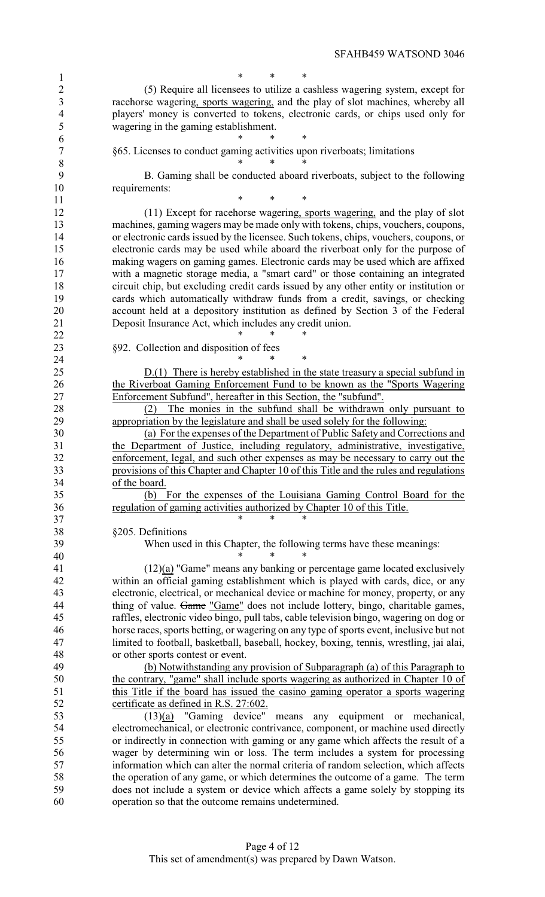\* \* \*

(5) Require all licensees to utilize a cashless wagering system, except for racehorse wagering, sports wagering, and the play of slot machines, whereby all players' money is converted to tokens, electronic cards, or chips used only for wagering in the gaming establishment.

\* \* \*

§65. Licenses to conduct gaming activities upon riverboats; limitations

\* \* \*

B. Gaming shall be conducted aboard riverboats, subject to the following requirements:

\* \* \*

(11) Except for racehorse wagering, sports wagering, and the play of slot machines, gaming wagers may be made only with tokens, chips, vouchers, coupons, or electronic cards issued by the licensee. Such tokens, chips, vouchers, coupons, or electronic cards may be used while aboard the riverboat only for the purpose of making wagers on gaming games. Electronic cards may be used which are affixed with a magnetic storage media, a "smart card" or those containing an integrated circuit chip, but excluding credit cards issued by any other entity or institution or cards which automatically withdraw funds from a credit, savings, or checking account held at a depository institution as defined by Section 3 of the Federal Deposit Insurance Act, which includes any credit union.

\* \* \*

§92. Collection and disposition of fees

\* \* \*

D.(1) There is hereby established in the state treasury a special subfund in the Riverboat Gaming Enforcement Fund to be known as the "Sports Wagering Enforcement Subfund", hereafter in this Section, the "subfund".

(2) The monies in the subfund shall be withdrawn only pursuant to appropriation by the legislature and shall be used solely for the following:

(a) For the expenses of the Department of Public Safety and Corrections and the Department of Justice, including regulatory, administrative, investigative, enforcement, legal, and such other expenses as may be necessary to carry out the provisions of this Chapter and Chapter 10 of this Title and the rules and regulations of the board.

(b) For the expenses of the Louisiana Gaming Control Board for the regulation of gaming activities authorized by Chapter 10 of this Title.

\* \* \*

§205. Definitions

When used in this Chapter, the following terms have these meanings:

\* \* \*

(12)(a) "Game" means any banking or percentage game located exclusively within an official gaming establishment which is played with cards, dice, or any electronic, electrical, or mechanical device or machine for money, property, or any thing of value. ~~Game~~ "Game" does not include lottery, bingo, charitable games, raffles, electronic video bingo, pull tabs, cable television bingo, wagering on dog or horse races, sports betting, or wagering on any type of sports event, inclusive but not limited to football, basketball, baseball, hockey, boxing, tennis, wrestling, jai alai, or other sports contest or event.

(b) Notwithstanding any provision of Subparagraph (a) of this Paragraph to the contrary, "game" shall include sports wagering as authorized in Chapter 10 of this Title if the board has issued the casino gaming operator a sports wagering certificate as defined in R.S. 27:602.

(13)(a) "Gaming device" means any equipment or mechanical, electromechanical, or electronic contrivance, component, or machine used directly or indirectly in connection with gaming or any game which affects the result of a wager by determining win or loss. The term includes a system for processing information which can alter the normal criteria of random selection, which affects the operation of any game, or which determines the outcome of a game. The term does not include a system or device which affects a game solely by stopping its operation so that the outcome remains undetermined.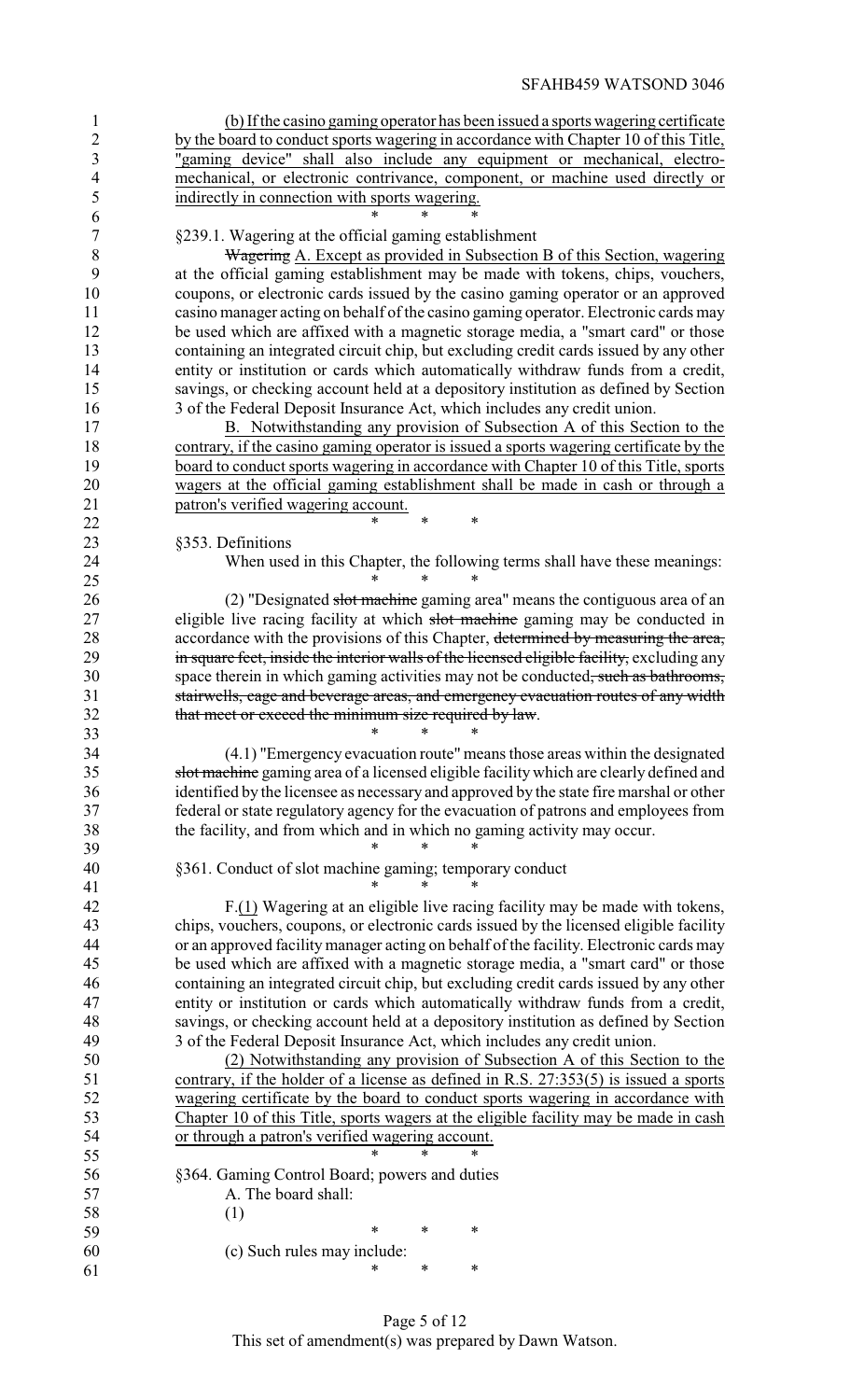(b) If the casino gaming operator has been issued a sports wagering certificate by the board to conduct sports wagering in accordance with Chapter 10 of this Title, "gaming device" shall also include any equipment or mechanical, electro-mechanical, or electronic contrivance, component, or machine used directly or indirectly in connection with sports wagering.

\* \* \*

§239.1. Wagering at the official gaming establishment

~~Wagering~~ A. Except as provided in Subsection B of this Section, wagering at the official gaming establishment may be made with tokens, chips, vouchers, coupons, or electronic cards issued by the casino gaming operator or an approved casino manager acting on behalf of the casino gaming operator. Electronic cards may be used which are affixed with a magnetic storage media, a "smart card" or those containing an integrated circuit chip, but excluding credit cards issued by any other entity or institution or cards which automatically withdraw funds from a credit, savings, or checking account held at a depository institution as defined by Section 3 of the Federal Deposit Insurance Act, which includes any credit union.

B. Notwithstanding any provision of Subsection A of this Section to the contrary, if the casino gaming operator is issued a sports wagering certificate by the board to conduct sports wagering in accordance with Chapter 10 of this Title, sports wagers at the official gaming establishment shall be made in cash or through a patron's verified wagering account.

\* \* \*

§353. Definitions

When used in this Chapter, the following terms shall have these meanings:

\* \* \*

(2) "Designated ~~slot machine~~ gaming area" means the contiguous area of an eligible live racing facility at which ~~slot machine~~ gaming may be conducted in accordance with the provisions of this Chapter, ~~determined by measuring the area, in square feet, inside the interior walls of the licensed eligible facility,~~ excluding any space therein in which gaming activities may not be conducted~~, such as bathrooms, stairwells, cage and beverage areas, and emergency evacuation routes of any width that meet or exceed the minimum size required by law~~.

\* \* \*

(4.1) "Emergency evacuation route" means those areas within the designated ~~slot machine~~ gaming area of a licensed eligible facility which are clearly defined and identified by the licensee as necessary and approved by the state fire marshal or other federal or state regulatory agency for the evacuation of patrons and employees from the facility, and from which and in which no gaming activity may occur.

\* \* \*

§361. Conduct of slot machine gaming; temporary conduct

\* \* \*

F.(1) Wagering at an eligible live racing facility may be made with tokens, chips, vouchers, coupons, or electronic cards issued by the licensed eligible facility or an approved facility manager acting on behalf of the facility. Electronic cards may be used which are affixed with a magnetic storage media, a "smart card" or those containing an integrated circuit chip, but excluding credit cards issued by any other entity or institution or cards which automatically withdraw funds from a credit, savings, or checking account held at a depository institution as defined by Section 3 of the Federal Deposit Insurance Act, which includes any credit union.

(2) Notwithstanding any provision of Subsection A of this Section to the contrary, if the holder of a license as defined in R.S. 27:353(5) is issued a sports wagering certificate by the board to conduct sports wagering in accordance with Chapter 10 of this Title, sports wagers at the eligible facility may be made in cash or through a patron's verified wagering account.

\* \* \*

§364. Gaming Control Board; powers and duties

A. The board shall:

(1)

\* \* \*

(c) Such rules may include:

\* \* \*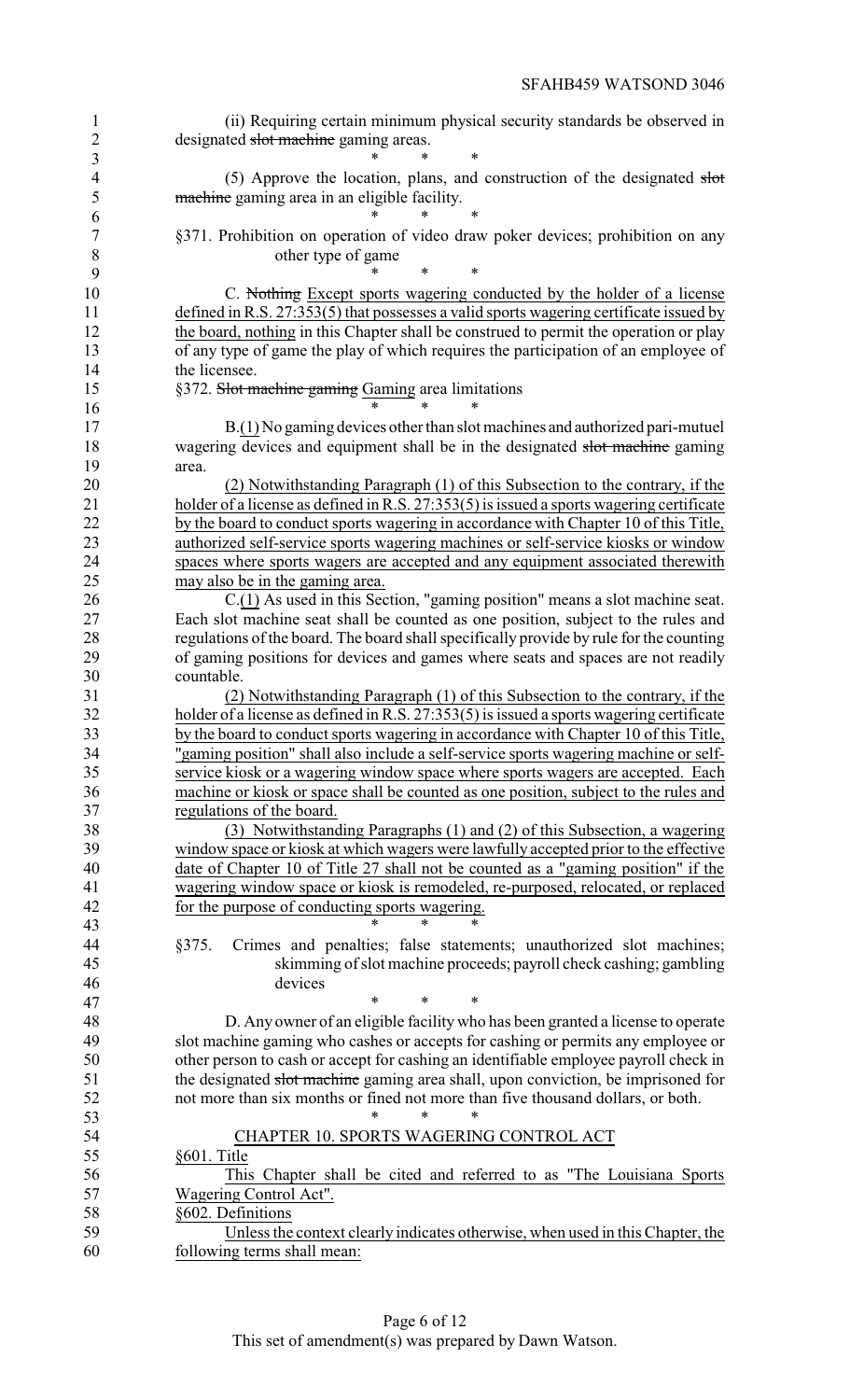(ii) Requiring certain minimum physical security standards be observed in designated ~~slot machine~~ gaming areas.

\* \* \*

(5) Approve the location, plans, and construction of the designated ~~slot machine~~ gaming area in an eligible facility.

\* \* \*

§371. Prohibition on operation of video draw poker devices; prohibition on any other type of game

\* \* \*

C. ~~Nothing~~ Except sports wagering conducted by the holder of a license defined in R.S. 27:353(5) that possesses a valid sports wagering certificate issued by the board, nothing in this Chapter shall be construed to permit the operation or play of any type of game the play of which requires the participation of an employee of the licensee.

§372. ~~Slot machine gaming~~ Gaming area limitations

\* \* \*

B.(1) No gaming devices other than slot machines and authorized pari-mutuel wagering devices and equipment shall be in the designated ~~slot machine~~ gaming area.

(2) Notwithstanding Paragraph (1) of this Subsection to the contrary, if the holder of a license as defined in R.S. 27:353(5) is issued a sports wagering certificate by the board to conduct sports wagering in accordance with Chapter 10 of this Title, authorized self-service sports wagering machines or self-service kiosks or window spaces where sports wagers are accepted and any equipment associated therewith may also be in the gaming area.

C.(1) As used in this Section, "gaming position" means a slot machine seat. Each slot machine seat shall be counted as one position, subject to the rules and regulations of the board. The board shall specifically provide by rule for the counting of gaming positions for devices and games where seats and spaces are not readily countable.

(2) Notwithstanding Paragraph (1) of this Subsection to the contrary, if the holder of a license as defined in R.S. 27:353(5) is issued a sports wagering certificate by the board to conduct sports wagering in accordance with Chapter 10 of this Title, "gaming position" shall also include a self-service sports wagering machine or self-service kiosk or a wagering window space where sports wagers are accepted. Each machine or kiosk or space shall be counted as one position, subject to the rules and regulations of the board.

(3) Notwithstanding Paragraphs (1) and (2) of this Subsection, a wagering window space or kiosk at which wagers were lawfully accepted prior to the effective date of Chapter 10 of Title 27 shall not be counted as a "gaming position" if the wagering window space or kiosk is remodeled, re-purposed, relocated, or replaced for the purpose of conducting sports wagering.

\* \* \*

§375. Crimes and penalties; false statements; unauthorized slot machines; skimming of slot machine proceeds; payroll check cashing; gambling devices

\* \* \*

D. Any owner of an eligible facility who has been granted a license to operate slot machine gaming who cashes or accepts for cashing or permits any employee or other person to cash or accept for cashing an identifiable employee payroll check in the designated ~~slot machine~~ gaming area shall, upon conviction, be imprisoned for not more than six months or fined not more than five thousand dollars, or both.

\* \* \*

CHAPTER 10. SPORTS WAGERING CONTROL ACT

§601. Title

This Chapter shall be cited and referred to as "The Louisiana Sports Wagering Control Act".

§602. Definitions

Unless the context clearly indicates otherwise, when used in this Chapter, the following terms shall mean: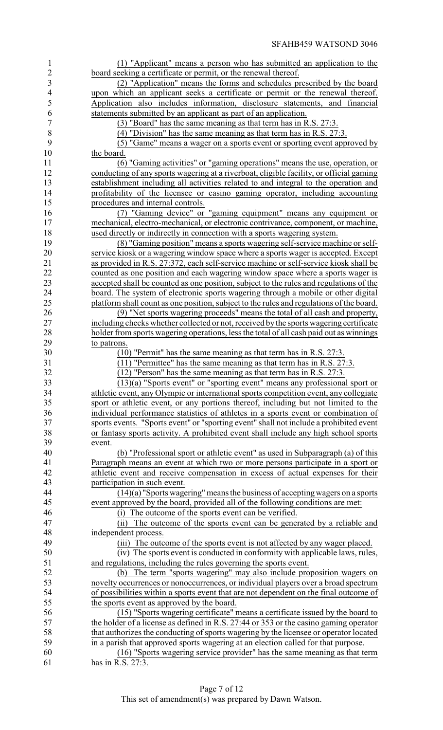(1) "Applicant" means a person who has submitted an application to the board seeking a certificate or permit, or the renewal thereof.

(2) "Application" means the forms and schedules prescribed by the board upon which an applicant seeks a certificate or permit or the renewal thereof. Application also includes information, disclosure statements, and financial statements submitted by an applicant as part of an application.

(3) "Board" has the same meaning as that term has in R.S. 27:3.

(4) "Division" has the same meaning as that term has in R.S. 27:3.

(5) "Game" means a wager on a sports event or sporting event approved by the board.

(6) "Gaming activities" or "gaming operations" means the use, operation, or conducting of any sports wagering at a riverboat, eligible facility, or official gaming establishment including all activities related to and integral to the operation and profitability of the licensee or casino gaming operator, including accounting procedures and internal controls.

(7) "Gaming device" or "gaming equipment" means any equipment or mechanical, electro-mechanical, or electronic contrivance, component, or machine, used directly or indirectly in connection with a sports wagering system.

(8) "Gaming position" means a sports wagering self-service machine or self-service kiosk or a wagering window space where a sports wager is accepted. Except as provided in R.S. 27:372, each self-service machine or self-service kiosk shall be counted as one position and each wagering window space where a sports wager is accepted shall be counted as one position, subject to the rules and regulations of the board. The system of electronic sports wagering through a mobile or other digital platform shall count as one position, subject to the rules and regulations of the board.

(9) "Net sports wagering proceeds" means the total of all cash and property, including checks whether collected or not, received by the sports wagering certificate holder from sports wagering operations, less the total of all cash paid out as winnings to patrons.

(10) "Permit" has the same meaning as that term has in R.S. 27:3.

(11) "Permittee" has the same meaning as that term has in R.S. 27:3.

(12) "Person" has the same meaning as that term has in R.S. 27:3.

(13)(a) "Sports event" or "sporting event" means any professional sport or athletic event, any Olympic or international sports competition event, any collegiate sport or athletic event, or any portions thereof, including but not limited to the individual performance statistics of athletes in a sports event or combination of sports events. "Sports event" or "sporting event" shall not include a prohibited event or fantasy sports activity. A prohibited event shall include any high school sports event.

(b) "Professional sport or athletic event" as used in Subparagraph (a) of this Paragraph means an event at which two or more persons participate in a sport or athletic event and receive compensation in excess of actual expenses for their participation in such event.

(14)(a) "Sports wagering" means the business of accepting wagers on a sports event approved by the board, provided all of the following conditions are met:

(i) The outcome of the sports event can be verified.

(ii) The outcome of the sports event can be generated by a reliable and independent process.

(iii) The outcome of the sports event is not affected by any wager placed.

(iv) The sports event is conducted in conformity with applicable laws, rules, and regulations, including the rules governing the sports event.

(b) The term "sports wagering" may also include proposition wagers on novelty occurrences or nonoccurrences, or individual players over a broad spectrum of possibilities within a sports event that are not dependent on the final outcome of the sports event as approved by the board.

(15) "Sports wagering certificate" means a certificate issued by the board to the holder of a license as defined in R.S. 27:44 or 353 or the casino gaming operator that authorizes the conducting of sports wagering by the licensee or operator located in a parish that approved sports wagering at an election called for that purpose.

(16) "Sports wagering service provider" has the same meaning as that term has in R.S. 27:3.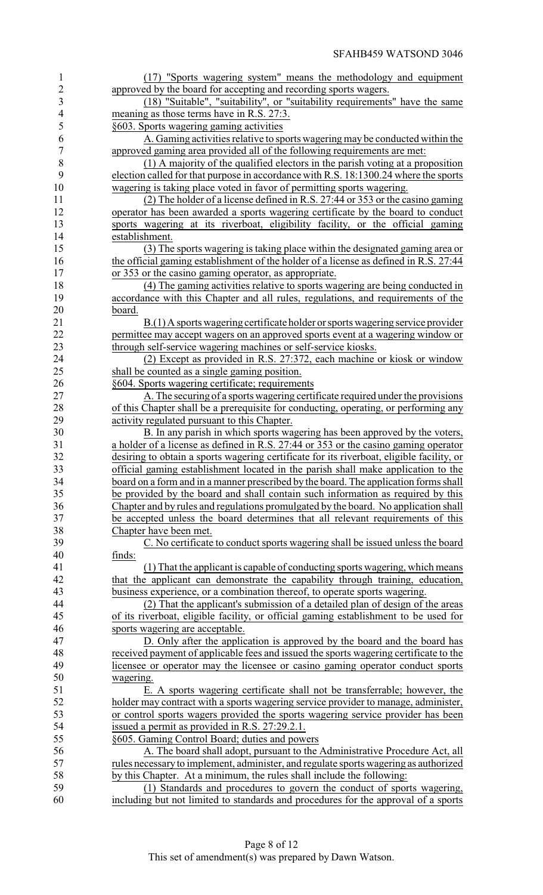(17) "Sports wagering system" means the methodology and equipment approved by the board for accepting and recording sports wagers.

(18) "Suitable", "suitability", or "suitability requirements" have the same meaning as those terms have in R.S. 27:3.

§603. Sports wagering gaming activities

A. Gaming activities relative to sports wagering may be conducted within the approved gaming area provided all of the following requirements are met:

(1) A majority of the qualified electors in the parish voting at a proposition election called for that purpose in accordance with R.S. 18:1300.24 where the sports wagering is taking place voted in favor of permitting sports wagering.

(2) The holder of a license defined in R.S. 27:44 or 353 or the casino gaming operator has been awarded a sports wagering certificate by the board to conduct sports wagering at its riverboat, eligibility facility, or the official gaming establishment.

(3) The sports wagering is taking place within the designated gaming area or the official gaming establishment of the holder of a license as defined in R.S. 27:44 or 353 or the casino gaming operator, as appropriate.

(4) The gaming activities relative to sports wagering are being conducted in accordance with this Chapter and all rules, regulations, and requirements of the board.

B.(1) A sports wagering certificate holder or sports wagering service provider permittee may accept wagers on an approved sports event at a wagering window or through self-service wagering machines or self-service kiosks.

(2) Except as provided in R.S. 27:372, each machine or kiosk or window shall be counted as a single gaming position.

§604. Sports wagering certificate; requirements

A. The securing of a sports wagering certificate required under the provisions of this Chapter shall be a prerequisite for conducting, operating, or performing any activity regulated pursuant to this Chapter.

B. In any parish in which sports wagering has been approved by the voters, a holder of a license as defined in R.S. 27:44 or 353 or the casino gaming operator desiring to obtain a sports wagering certificate for its riverboat, eligible facility, or official gaming establishment located in the parish shall make application to the board on a form and in a manner prescribed by the board. The application forms shall be provided by the board and shall contain such information as required by this Chapter and by rules and regulations promulgated by the board. No application shall be accepted unless the board determines that all relevant requirements of this Chapter have been met.

C. No certificate to conduct sports wagering shall be issued unless the board finds:

(1) That the applicant is capable of conducting sports wagering, which means that the applicant can demonstrate the capability through training, education, business experience, or a combination thereof, to operate sports wagering.

(2) That the applicant's submission of a detailed plan of design of the areas of its riverboat, eligible facility, or official gaming establishment to be used for sports wagering are acceptable.

D. Only after the application is approved by the board and the board has received payment of applicable fees and issued the sports wagering certificate to the licensee or operator may the licensee or casino gaming operator conduct sports wagering.

E. A sports wagering certificate shall not be transferrable; however, the holder may contract with a sports wagering service provider to manage, administer, or control sports wagers provided the sports wagering service provider has been issued a permit as provided in R.S. 27:29.2.1.

§605. Gaming Control Board; duties and powers

A. The board shall adopt, pursuant to the Administrative Procedure Act, all rules necessary to implement, administer, and regulate sports wagering as authorized by this Chapter. At a minimum, the rules shall include the following:

(1) Standards and procedures to govern the conduct of sports wagering, including but not limited to standards and procedures for the approval of a sports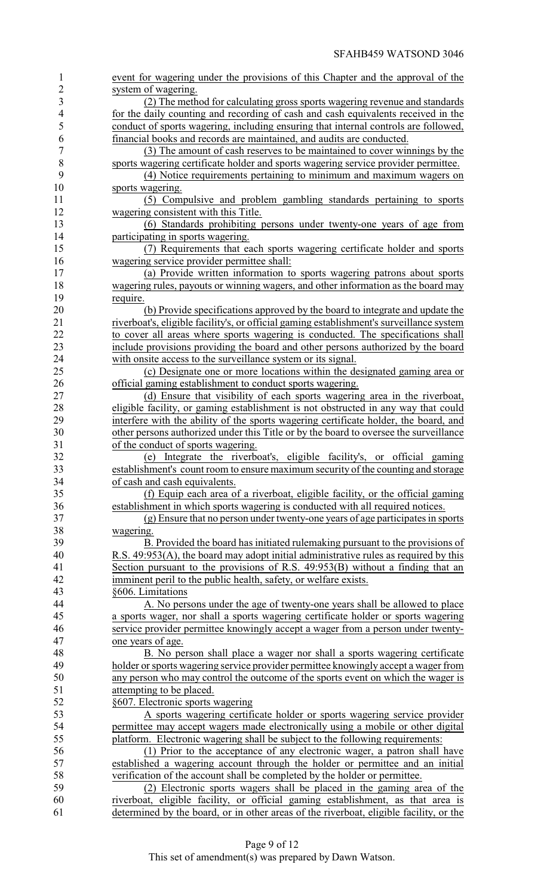event for wagering under the provisions of this Chapter and the approval of the system of wagering.

(2) The method for calculating gross sports wagering revenue and standards for the daily counting and recording of cash and cash equivalents received in the conduct of sports wagering, including ensuring that internal controls are followed, financial books and records are maintained, and audits are conducted.

(3) The amount of cash reserves to be maintained to cover winnings by the sports wagering certificate holder and sports wagering service provider permittee.

(4) Notice requirements pertaining to minimum and maximum wagers on sports wagering.

(5) Compulsive and problem gambling standards pertaining to sports wagering consistent with this Title.

(6) Standards prohibiting persons under twenty-one years of age from participating in sports wagering.

(7) Requirements that each sports wagering certificate holder and sports wagering service provider permittee shall:

(a) Provide written information to sports wagering patrons about sports wagering rules, payouts or winning wagers, and other information as the board may require.

(b) Provide specifications approved by the board to integrate and update the riverboat's, eligible facility's, or official gaming establishment's surveillance system to cover all areas where sports wagering is conducted. The specifications shall include provisions providing the board and other persons authorized by the board with onsite access to the surveillance system or its signal.

(c) Designate one or more locations within the designated gaming area or official gaming establishment to conduct sports wagering.

(d) Ensure that visibility of each sports wagering area in the riverboat, eligible facility, or gaming establishment is not obstructed in any way that could interfere with the ability of the sports wagering certificate holder, the board, and other persons authorized under this Title or by the board to oversee the surveillance of the conduct of sports wagering.

(e) Integrate the riverboat's, eligible facility's, or official gaming establishment's count room to ensure maximum security of the counting and storage of cash and cash equivalents.

(f) Equip each area of a riverboat, eligible facility, or the official gaming establishment in which sports wagering is conducted with all required notices.

(g) Ensure that no person under twenty-one years of age participates in sports wagering.

B. Provided the board has initiated rulemaking pursuant to the provisions of R.S. 49:953(A), the board may adopt initial administrative rules as required by this Section pursuant to the provisions of R.S. 49:953(B) without a finding that an imminent peril to the public health, safety, or welfare exists.

§606. Limitations

A. No persons under the age of twenty-one years shall be allowed to place a sports wager, nor shall a sports wagering certificate holder or sports wagering service provider permittee knowingly accept a wager from a person under twenty-one years of age.

B. No person shall place a wager nor shall a sports wagering certificate holder or sports wagering service provider permittee knowingly accept a wager from any person who may control the outcome of the sports event on which the wager is attempting to be placed.

§607. Electronic sports wagering

A sports wagering certificate holder or sports wagering service provider permittee may accept wagers made electronically using a mobile or other digital platform. Electronic wagering shall be subject to the following requirements:

(1) Prior to the acceptance of any electronic wager, a patron shall have established a wagering account through the holder or permittee and an initial verification of the account shall be completed by the holder or permittee.

(2) Electronic sports wagers shall be placed in the gaming area of the riverboat, eligible facility, or official gaming establishment, as that area is determined by the board, or in other areas of the riverboat, eligible facility, or the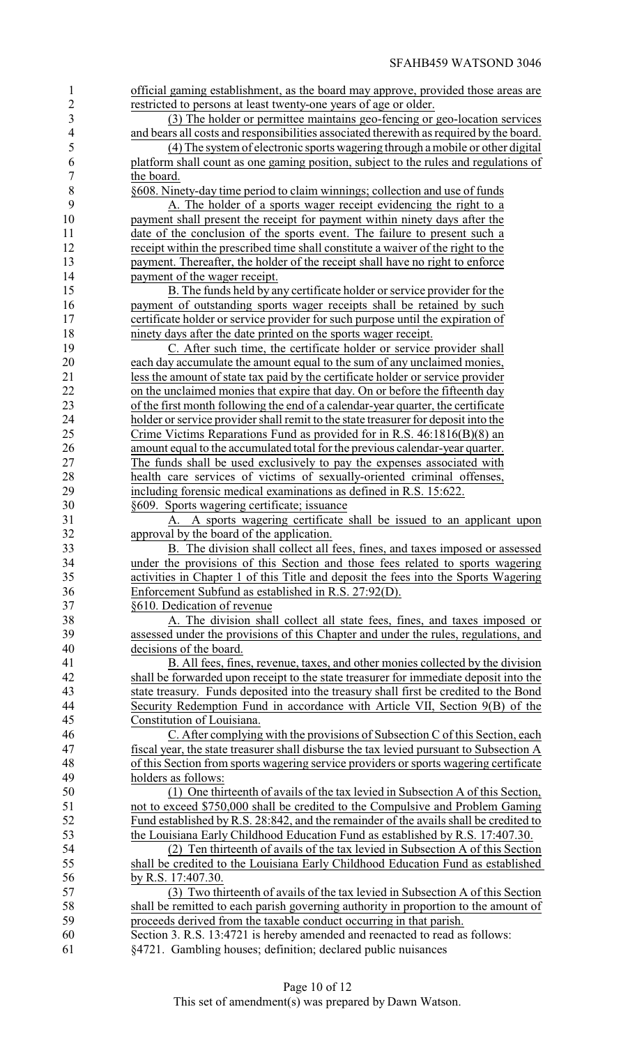official gaming establishment, as the board may approve, provided those areas are restricted to persons at least twenty-one years of age or older.

(3) The holder or permittee maintains geo-fencing or geo-location services and bears all costs and responsibilities associated therewith as required by the board.

(4) The system of electronic sports wagering through a mobile or other digital platform shall count as one gaming position, subject to the rules and regulations of the board.

§608. Ninety-day time period to claim winnings; collection and use of funds

A. The holder of a sports wager receipt evidencing the right to a payment shall present the receipt for payment within ninety days after the date of the conclusion of the sports event. The failure to present such a receipt within the prescribed time shall constitute a waiver of the right to the payment. Thereafter, the holder of the receipt shall have no right to enforce payment of the wager receipt.

B. The funds held by any certificate holder or service provider for the payment of outstanding sports wager receipts shall be retained by such certificate holder or service provider for such purpose until the expiration of ninety days after the date printed on the sports wager receipt.

C. After such time, the certificate holder or service provider shall each day accumulate the amount equal to the sum of any unclaimed monies, less the amount of state tax paid by the certificate holder or service provider on the unclaimed monies that expire that day. On or before the fifteenth day of the first month following the end of a calendar-year quarter, the certificate holder or service provider shall remit to the state treasurer for deposit into the Crime Victims Reparations Fund as provided for in R.S. 46:1816(B)(8) an amount equal to the accumulated total for the previous calendar-year quarter. The funds shall be used exclusively to pay the expenses associated with health care services of victims of sexually-oriented criminal offenses, including forensic medical examinations as defined in R.S. 15:622.

§609. Sports wagering certificate; issuance

A. A sports wagering certificate shall be issued to an applicant upon approval by the board of the application.

B. The division shall collect all fees, fines, and taxes imposed or assessed under the provisions of this Section and those fees related to sports wagering activities in Chapter 1 of this Title and deposit the fees into the Sports Wagering Enforcement Subfund as established in R.S. 27:92(D).

§610. Dedication of revenue

A. The division shall collect all state fees, fines, and taxes imposed or assessed under the provisions of this Chapter and under the rules, regulations, and decisions of the board.

B. All fees, fines, revenue, taxes, and other monies collected by the division shall be forwarded upon receipt to the state treasurer for immediate deposit into the state treasury. Funds deposited into the treasury shall first be credited to the Bond Security Redemption Fund in accordance with Article VII, Section 9(B) of the Constitution of Louisiana.

C. After complying with the provisions of Subsection C of this Section, each fiscal year, the state treasurer shall disburse the tax levied pursuant to Subsection A of this Section from sports wagering service providers or sports wagering certificate holders as follows:

(1) One thirteenth of avails of the tax levied in Subsection A of this Section, not to exceed $750,000 shall be credited to the Compulsive and Problem Gaming Fund established by R.S. 28:842, and the remainder of the avails shall be credited to the Louisiana Early Childhood Education Fund as established by R.S. 17:407.30.

(2) Ten thirteenth of avails of the tax levied in Subsection A of this Section shall be credited to the Louisiana Early Childhood Education Fund as established by R.S. 17:407.30.

(3) Two thirteenth of avails of the tax levied in Subsection A of this Section shall be remitted to each parish governing authority in proportion to the amount of proceeds derived from the taxable conduct occurring in that parish.

Section 3. R.S. 13:4721 is hereby amended and reenacted to read as follows:

§4721. Gambling houses; definition; declared public nuisances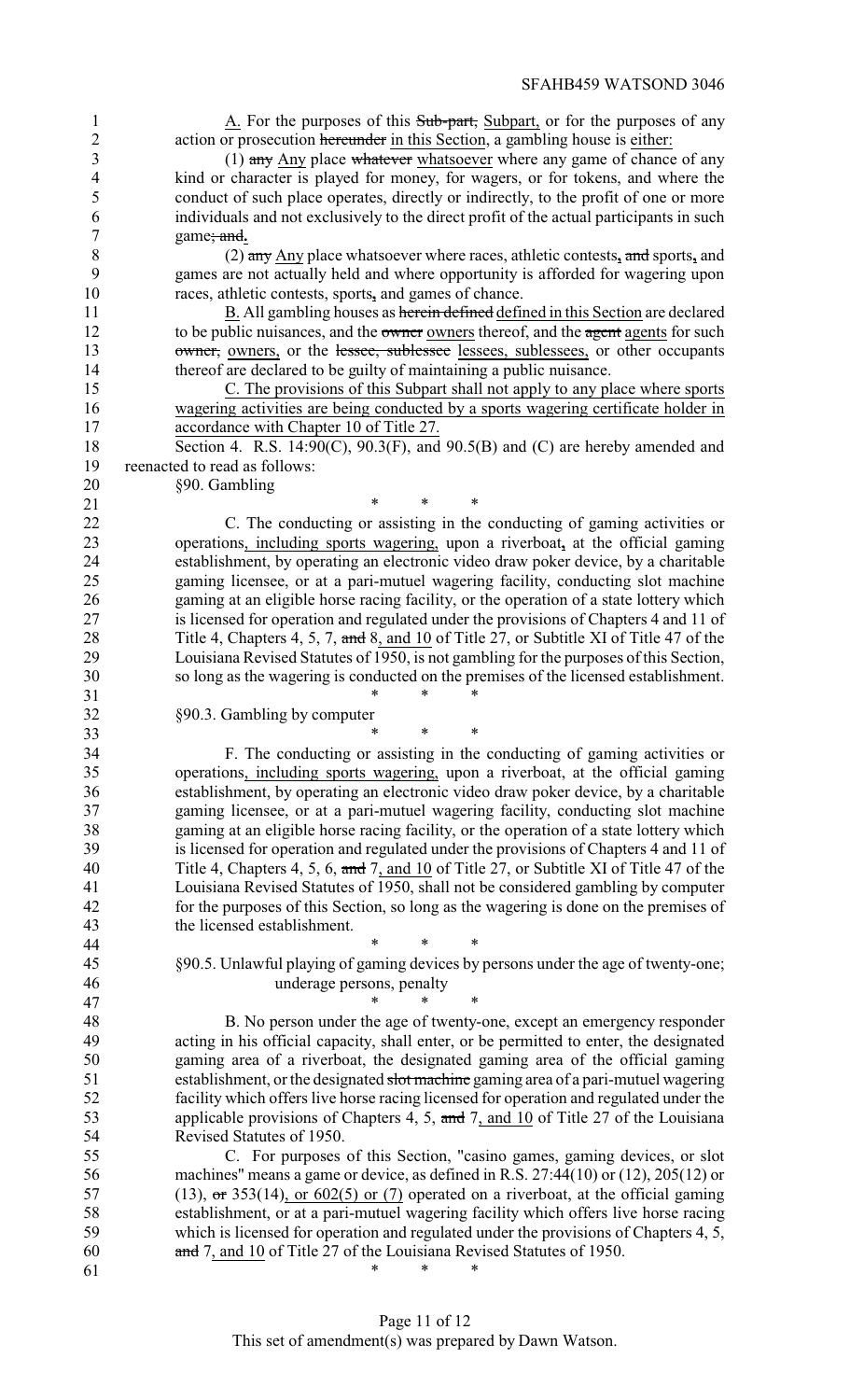A. For the purposes of this ~~Sub-part,~~ Subpart, or for the purposes of any action or prosecution ~~hereunder~~ in this Section, a gambling house is either:

(1) ~~any~~ Any place ~~whatever~~ whatsoever where any game of chance of any kind or character is played for money, for wagers, or for tokens, and where the conduct of such place operates, directly or indirectly, to the profit of one or more individuals and not exclusively to the direct profit of the actual participants in such game~~; and~~.

(2) ~~any~~ Any place whatsoever where races, athletic contests, ~~and~~ sports, and games are not actually held and where opportunity is afforded for wagering upon races, athletic contests, sports, and games of chance.

B. All gambling houses as ~~herein defined~~ defined in this Section are declared to be public nuisances, and the ~~owner~~ owners thereof, and the ~~agent~~ agents for such ~~owner,~~ owners, or the ~~lessee, sublessee~~ lessees, sublessees, or other occupants thereof are declared to be guilty of maintaining a public nuisance.

C. The provisions of this Subpart shall not apply to any place where sports wagering activities are being conducted by a sports wagering certificate holder in accordance with Chapter 10 of Title 27.

Section 4. R.S. 14:90(C), 90.3(F), and 90.5(B) and (C) are hereby amended and reenacted to read as follows:

§90. Gambling

\* \* \*

C. The conducting or assisting in the conducting of gaming activities or operations, including sports wagering, upon a riverboat, at the official gaming establishment, by operating an electronic video draw poker device, by a charitable gaming licensee, or at a pari-mutuel wagering facility, conducting slot machine gaming at an eligible horse racing facility, or the operation of a state lottery which is licensed for operation and regulated under the provisions of Chapters 4 and 11 of Title 4, Chapters 4, 5, 7, ~~and~~ 8, and 10 of Title 27, or Subtitle XI of Title 47 of the Louisiana Revised Statutes of 1950, is not gambling for the purposes of this Section, so long as the wagering is conducted on the premises of the licensed establishment.

\* \* \*

§90.3. Gambling by computer

\* \* \*

F. The conducting or assisting in the conducting of gaming activities or operations, including sports wagering, upon a riverboat, at the official gaming establishment, by operating an electronic video draw poker device, by a charitable gaming licensee, or at a pari-mutuel wagering facility, conducting slot machine gaming at an eligible horse racing facility, or the operation of a state lottery which is licensed for operation and regulated under the provisions of Chapters 4 and 11 of Title 4, Chapters 4, 5, 6, ~~and~~ 7, and 10 of Title 27, or Subtitle XI of Title 47 of the Louisiana Revised Statutes of 1950, shall not be considered gambling by computer for the purposes of this Section, so long as the wagering is done on the premises of the licensed establishment.

\* \* \*

§90.5. Unlawful playing of gaming devices by persons under the age of twenty-one; underage persons, penalty

\* \* \*

B. No person under the age of twenty-one, except an emergency responder acting in his official capacity, shall enter, or be permitted to enter, the designated gaming area of a riverboat, the designated gaming area of the official gaming establishment, or the designated ~~slot machine~~ gaming area of a pari-mutuel wagering facility which offers live horse racing licensed for operation and regulated under the applicable provisions of Chapters 4, 5, ~~and~~ 7, and 10 of Title 27 of the Louisiana Revised Statutes of 1950.

C. For purposes of this Section, "casino games, gaming devices, or slot machines" means a game or device, as defined in R.S. 27:44(10) or (12), 205(12) or (13), ~~or~~ 353(14), or 602(5) or (7) operated on a riverboat, at the official gaming establishment, or at a pari-mutuel wagering facility which offers live horse racing which is licensed for operation and regulated under the provisions of Chapters 4, 5, ~~and~~ 7, and 10 of Title 27 of the Louisiana Revised Statutes of 1950.

\* \* \*

This set of amendment(s) was prepared by Dawn Watson.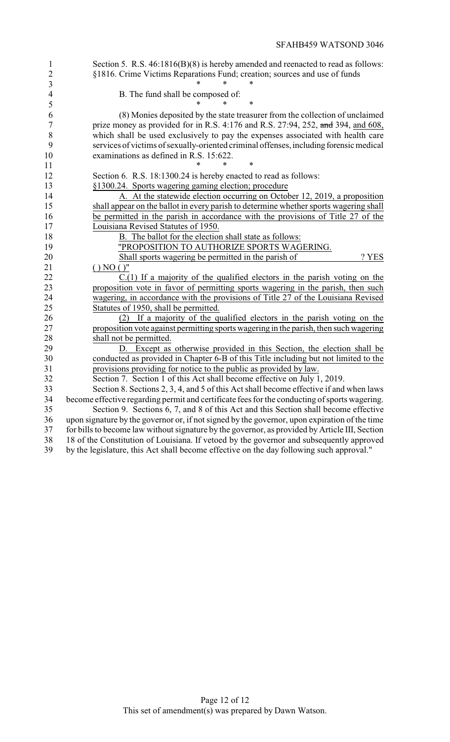Section 5. R.S. 46:1816(B)(8) is hereby amended and reenacted to read as follows:

§1816. Crime Victims Reparations Fund; creation; sources and use of funds

\* \* \*

B. The fund shall be composed of:

\* \* \*

(8) Monies deposited by the state treasurer from the collection of unclaimed prize money as provided for in R.S. 4:176 and R.S. 27:94, 252, ~~and~~ 394, and 608, which shall be used exclusively to pay the expenses associated with health care services of victims of sexually-oriented criminal offenses, including forensic medical examinations as defined in R.S. 15:622.

\* \* \*

Section 6. R.S. 18:1300.24 is hereby enacted to read as follows:

§1300.24. Sports wagering gaming election; procedure

A. At the statewide election occurring on October 12, 2019, a proposition shall appear on the ballot in every parish to determine whether sports wagering shall be permitted in the parish in accordance with the provisions of Title 27 of the Louisiana Revised Statutes of 1950.

B. The ballot for the election shall state as follows:

"PROPOSITION TO AUTHORIZE SPORTS WAGERING.

Shall sports wagering be permitted in the parish of \_\_\_\_\_\_\_\_\_\_ ? YES ( ) NO ( )"

C.(1) If a majority of the qualified electors in the parish voting on the proposition vote in favor of permitting sports wagering in the parish, then such wagering, in accordance with the provisions of Title 27 of the Louisiana Revised Statutes of 1950, shall be permitted.

(2) If a majority of the qualified electors in the parish voting on the proposition vote against permitting sports wagering in the parish, then such wagering shall not be permitted.

D. Except as otherwise provided in this Section, the election shall be conducted as provided in Chapter 6-B of this Title including but not limited to the provisions providing for notice to the public as provided by law.

Section 7. Section 1 of this Act shall become effective on July 1, 2019.

Section 8. Sections 2, 3, 4, and 5 of this Act shall become effective if and when laws become effective regarding permit and certificate fees for the conducting of sports wagering.

Section 9. Sections 6, 7, and 8 of this Act and this Section shall become effective upon signature by the governor or, if not signed by the governor, upon expiration of the time for bills to become law without signature by the governor, as provided by Article III, Section 18 of the Constitution of Louisiana. If vetoed by the governor and subsequently approved by the legislature, this Act shall become effective on the day following such approval."

This set of amendment(s) was prepared by Dawn Watson.